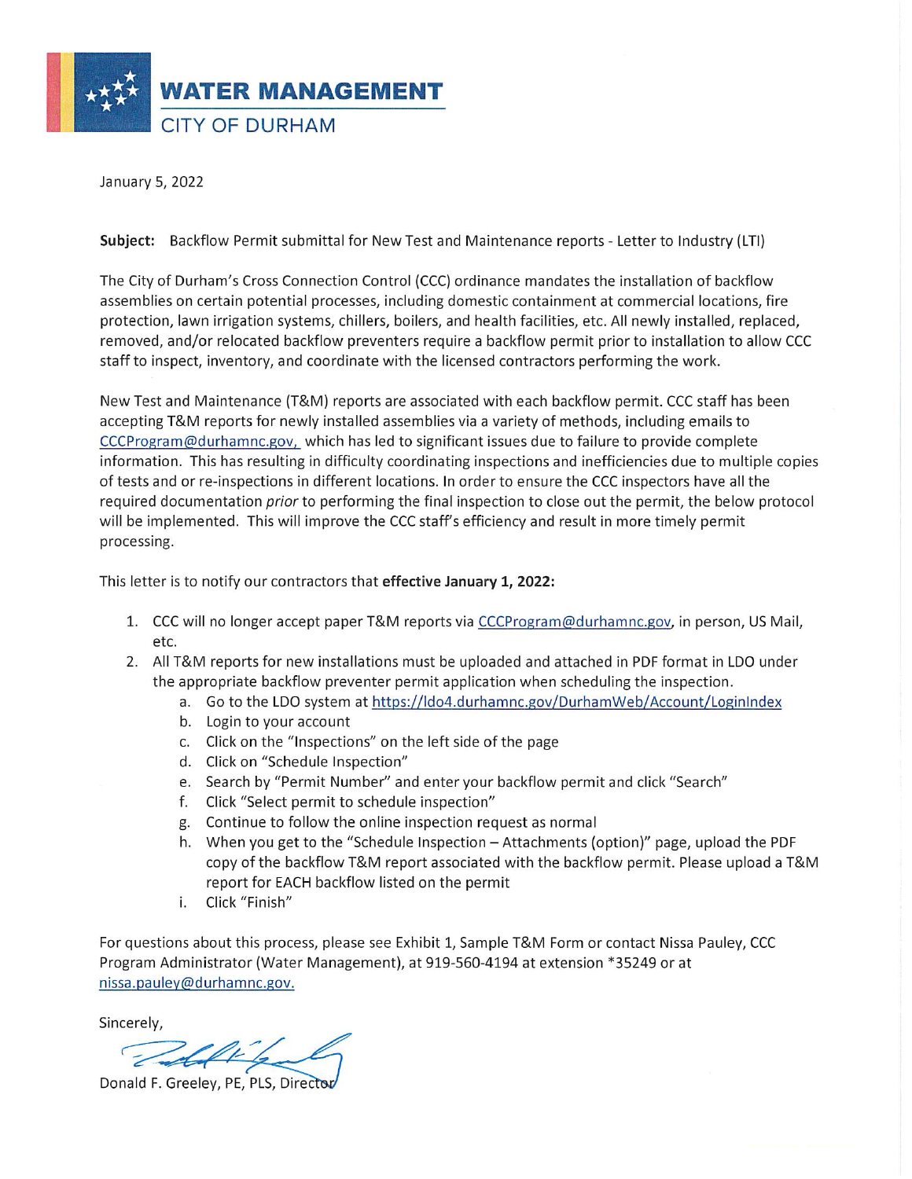**WATER MANAGEMENT**
CITY OF DURHAM

January 5, 2022

**Subject:** Backflow Permit submittal for New Test and Maintenance reports - Letter to Industry (LTI)

The City of Durham's Cross Connection Control (CCC) ordinance mandates the installation of backflow assemblies on certain potential processes, including domestic containment at commercial locations, fire protection, lawn irrigation systems, chillers, boilers, and health facilities, etc. All newly installed, replaced, removed, and/or relocated backflow preventers require a backflow permit prior to installation to allow CCC staff to inspect, inventory, and coordinate with the licensed contractors performing the work.

New Test and Maintenance (T&M) reports are associated with each backflow permit. CCC staff has been accepting T&M reports for newly installed assemblies via a variety of methods, including emails to CCCProgram@durhamnc.gov, which has led to significant issues due to failure to provide complete information. This has resulting in difficulty coordinating inspections and inefficiencies due to multiple copies of tests and or re-inspections in different locations. In order to ensure the CCC inspectors have all the required documentation *prior* to performing the final inspection to close out the permit, the below protocol will be implemented. This will improve the CCC staff's efficiency and result in more timely permit processing.

This letter is to notify our contractors that **effective January 1, 2022:**

1. CCC will no longer accept paper T&M reports via CCCProgram@durhamnc.gov, in person, US Mail, etc.
2. All T&M reports for new installations must be uploaded and attached in PDF format in LDO under the appropriate backflow preventer permit application when scheduling the inspection.
   a. Go to the LDO system at https://ldo4.durhamnc.gov/DurhamWeb/Account/LoginIndex
   b. Login to your account
   c. Click on the "Inspections" on the left side of the page
   d. Click on "Schedule Inspection"
   e. Search by "Permit Number" and enter your backflow permit and click "Search"
   f. Click "Select permit to schedule inspection"
   g. Continue to follow the online inspection request as normal
   h. When you get to the "Schedule Inspection – Attachments (option)" page, upload the PDF copy of the backflow T&M report associated with the backflow permit. Please upload a T&M report for EACH backflow listed on the permit
   i. Click "Finish"

For questions about this process, please see Exhibit 1, Sample T&M Form or contact Nissa Pauley, CCC Program Administrator (Water Management), at 919-560-4194 at extension *35249 or at nissa.pauley@durhamnc.gov.

Sincerely,

Donald F. Greeley, PE, PLS, Director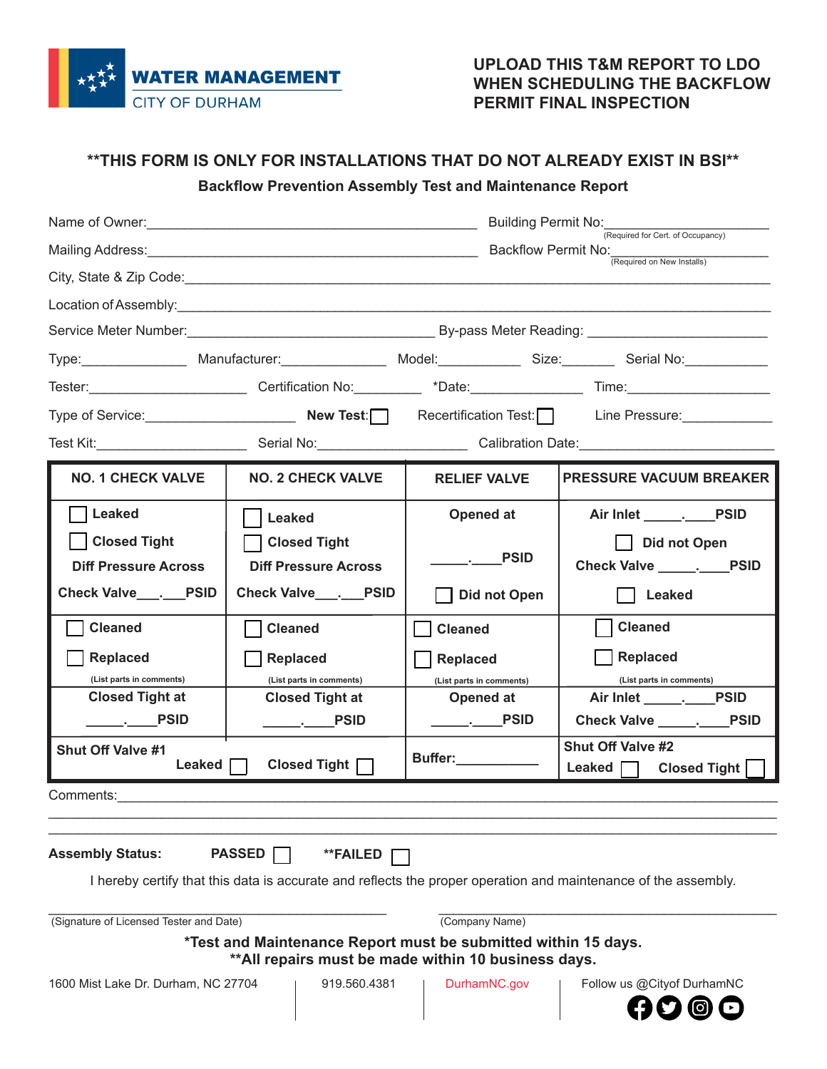WATER MANAGEMENT
CITY OF DURHAM

**UPLOAD THIS T&M REPORT TO LDO WHEN SCHEDULING THE BACKFLOW PERMIT FINAL INSPECTION**

## **THIS FORM IS ONLY FOR INSTALLATIONS THAT DO NOT ALREADY EXIST IN BSI**

### Backflow Prevention Assembly Test and Maintenance Report

Name of Owner:_____________________________________________ Building Permit No:______________________
(Required for Cert. of Occupancy)

Mailing Address:___________________________________________ Backflow Permit No:______________________
(Required on New Installs)

City, State & Zip Code:_____________________________________________________________________________

Location of Assembly:______________________________________________________________________________

Service Meter Number:_________________________________ By-pass Meter Reading: ________________________

Type:______________ Manufacturer:______________ Model:___________ Size:_______ Serial No:___________

Tester:_____________________ Certification No:_________ *Date:_______________ Time:___________________

Type of Service:____________________ **New Test**:☐ Recertification Test:☐ Line Pressure:____________

Test Kit:____________________ Serial No:____________________ Calibration Date:_________________________

| NO. 1 CHECK VALVE | NO. 2 CHECK VALVE | RELIEF VALVE | PRESSURE VACUUM BREAKER |
|---|---|---|---|
| ☐ Leaked<br>☐ Closed Tight<br>Diff Pressure Across<br>Check Valve___.___PSID | ☐ Leaked<br>☐ Closed Tight<br>Diff Pressure Across<br>Check Valve___.___PSID | Opened at<br>_____.____PSID<br>☐ Did not Open | Air Inlet _____.____PSID<br>☐ Did not Open<br>Check Valve _____.____PSID<br>☐ Leaked |
| ☐ Cleaned<br>☐ Replaced<br>(List parts in comments) | ☐ Cleaned<br>☐ Replaced<br>(List parts in comments) | ☐ Cleaned<br>☐ Replaced<br>(List parts in comments) | ☐ Cleaned<br>☐ Replaced<br>(List parts in comments) |
| Closed Tight at<br>_____.____PSID | Closed Tight at<br>_____.____PSID | Opened at<br>_____.____PSID | Air Inlet _____.____PSID<br>Check Valve _____.____PSID |
| Shut Off Valve #1<br>Leaked ☐ | Closed Tight ☐ | Buffer:___________ | Shut Off Valve #2<br>Leaked ☐ Closed Tight ☐ |

Comments:___________________________________________________________________________________________
_____________________________________________________________________________________________________
_____________________________________________________________________________________________________

**Assembly Status:** **PASSED** ☐ **FAILED** ☐

I hereby certify that this data is accurate and reflects the proper operation and maintenance of the assembly.

_________________________________________ _________________________________________
(Signature of Licensed Tester and Date) (Company Name)

**\*Test and Maintenance Report must be submitted within 15 days.**
**\*\*All repairs must be made within 10 business days.**

1600 Mist Lake Dr. Durham, NC 27704 | 919.560.4381 | DurhamNC.gov | Follow us @Cityof DurhamNC